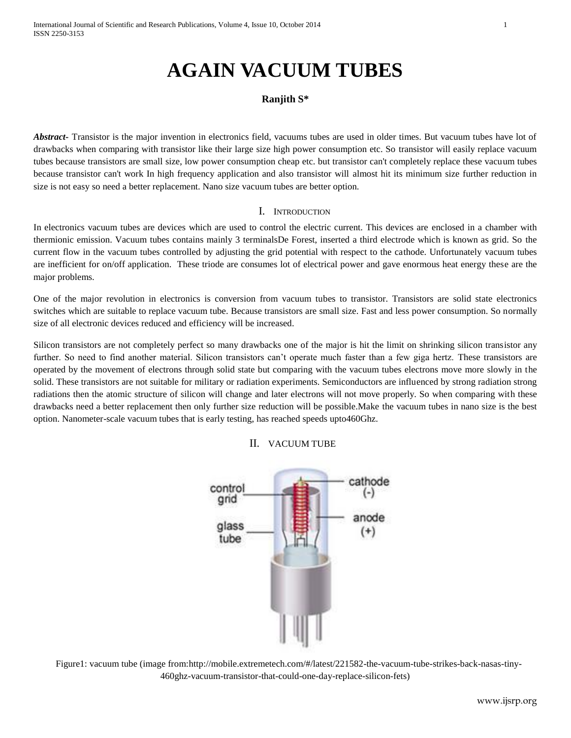# AGAIN VACUUM TUBES

**Ranjith S***

***Abstract-*** Transistor is the major invention in electronics field, vacuums tubes are used in older times. But vacuum tubes have lot of drawbacks when comparing with transistor like their large size high power consumption etc. So transistor will easily replace vacuum tubes because transistors are small size, low power consumption cheap etc. but transistor can't completely replace these vacuum tubes because transistor can't work In high frequency application and also transistor will almost hit its minimum size further reduction in size is not easy so need a better replacement. Nano size vacuum tubes are better option.

## I. Introduction

In electronics vacuum tubes are devices which are used to control the electric current. This devices are enclosed in a chamber with thermionic emission. Vacuum tubes contains mainly 3 terminalsDe Forest, inserted a third electrode which is known as grid. So the current flow in the vacuum tubes controlled by adjusting the grid potential with respect to the cathode. Unfortunately vacuum tubes are inefficient for on/off application. These triode are consumes lot of electrical power and gave enormous heat energy these are the major problems.

One of the major revolution in electronics is conversion from vacuum tubes to transistor. Transistors are solid state electronics switches which are suitable to replace vacuum tube. Because transistors are small size. Fast and less power consumption. So normally size of all electronic devices reduced and efficiency will be increased.

Silicon transistors are not completely perfect so many drawbacks one of the major is hit the limit on shrinking silicon transistor any further. So need to find another material. Silicon transistors can't operate much faster than a few giga hertz. These transistors are operated by the movement of electrons through solid state but comparing with the vacuum tubes electrons move more slowly in the solid. These transistors are not suitable for military or radiation experiments. Semiconductors are influenced by strong radiation strong radiations then the atomic structure of silicon will change and later electrons will not move properly. So when comparing with these drawbacks need a better replacement then only further size reduction will be possible.Make the vacuum tubes in nano size is the best option. Nanometer-scale vacuum tubes that is early testing, has reached speeds upto460Ghz.

## II. Vacuum Tube

Figure1: vacuum tube (image from:http://mobile.extremetech.com/#/latest/221582-the-vacuum-tube-strikes-back-nasas-tiny-460ghz-vacuum-transistor-that-could-one-day-replace-silicon-fets)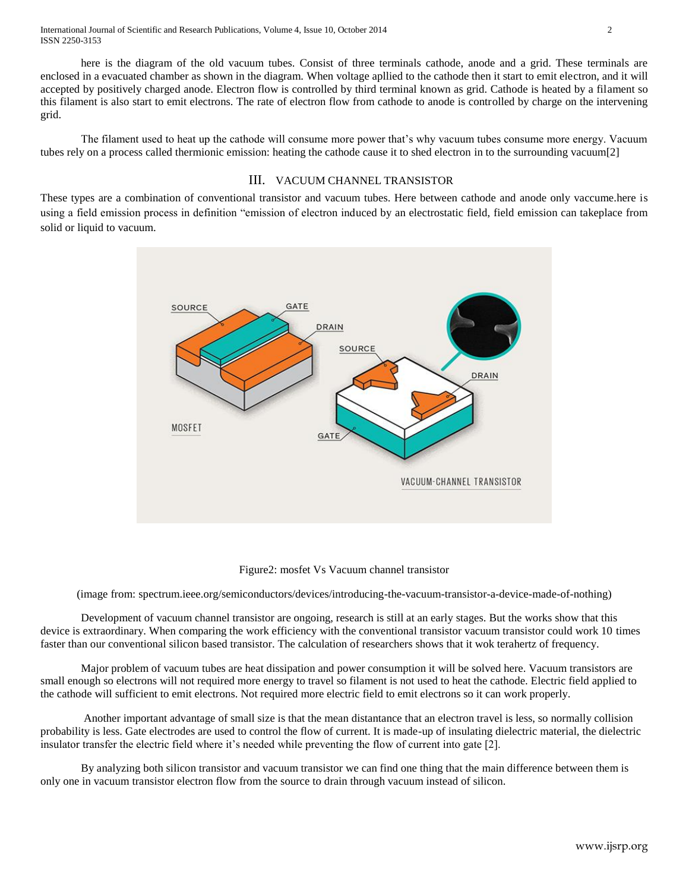here is the diagram of the old vacuum tubes. Consist of three terminals cathode, anode and a grid. These terminals are enclosed in a evacuated chamber as shown in the diagram. When voltage apllied to the cathode then it start to emit electron, and it will accepted by positively charged anode. Electron flow is controlled by third terminal known as grid. Cathode is heated by a filament so this filament is also start to emit electrons. The rate of electron flow from cathode to anode is controlled by charge on the intervening grid.

The filament used to heat up the cathode will consume more power that's why vacuum tubes consume more energy. Vacuum tubes rely on a process called thermionic emission: heating the cathode cause it to shed electron in to the surrounding vacuum[2]

## III. VACUUM CHANNEL TRANSISTOR

These types are a combination of conventional transistor and vacuum tubes. Here between cathode and anode only vaccume.here is using a field emission process in definition "emission of electron induced by an electrostatic field, field emission can takeplace from solid or liquid to vacuum.

Figure2: mosfet Vs Vacuum channel transistor

(image from: spectrum.ieee.org/semiconductors/devices/introducing-the-vacuum-transistor-a-device-made-of-nothing)

Development of vacuum channel transistor are ongoing, research is still at an early stages. But the works show that this device is extraordinary. When comparing the work efficiency with the conventional transistor vacuum transistor could work 10 times faster than our conventional silicon based transistor. The calculation of researchers shows that it wok terahertz of frequency.

Major problem of vacuum tubes are heat dissipation and power consumption it will be solved here. Vacuum transistors are small enough so electrons will not required more energy to travel so filament is not used to heat the cathode. Electric field applied to the cathode will sufficient to emit electrons. Not required more electric field to emit electrons so it can work properly.

Another important advantage of small size is that the mean distantance that an electron travel is less, so normally collision probability is less. Gate electrodes are used to control the flow of current. It is made-up of insulating dielectric material, the dielectric insulator transfer the electric field where it's needed while preventing the flow of current into gate [2].

By analyzing both silicon transistor and vacuum transistor we can find one thing that the main difference between them is only one in vacuum transistor electron flow from the source to drain through vacuum instead of silicon.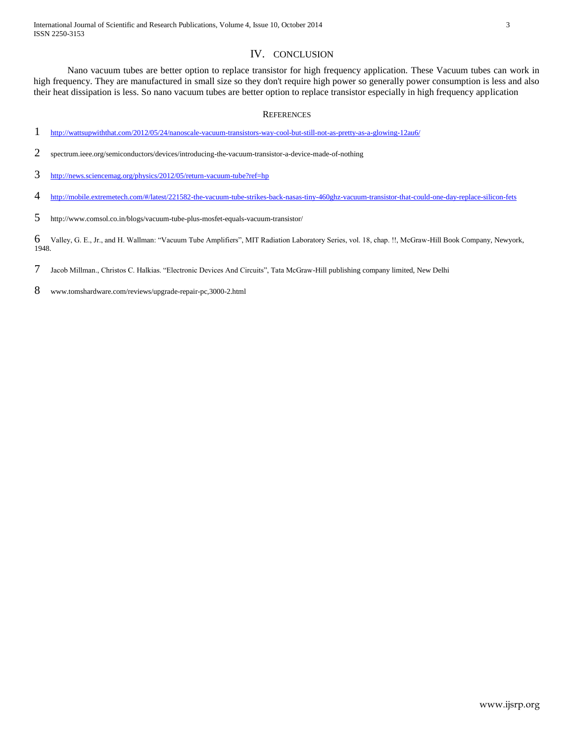## IV. CONCLUSION

Nano vacuum tubes are better option to replace transistor for high frequency application. These Vacuum tubes can work in high frequency. They are manufactured in small size so they don't require high power so generally power consumption is less and also their heat dissipation is less. So nano vacuum tubes are better option to replace transistor especially in high frequency application

## REFERENCES

1. http://wattsupwiththat.com/2012/05/24/nanoscale-vacuum-transistors-way-cool-but-still-not-as-pretty-as-a-glowing-12au6/
2. spectrum.ieee.org/semiconductors/devices/introducing-the-vacuum-transistor-a-device-made-of-nothing
3. http://news.sciencemag.org/physics/2012/05/return-vacuum-tube?ref=hp
4. http://mobile.extremetech.com/#/latest/221582-the-vacuum-tube-strikes-back-nasas-tiny-460ghz-vacuum-transistor-that-could-one-day-replace-silicon-fets
5. http://www.comsol.co.in/blogs/vacuum-tube-plus-mosfet-equals-vacuum-transistor/
6. Valley, G. E., Jr., and H. Wallman: "Vacuum Tube Amplifiers", MIT Radiation Laboratory Series, vol. 18, chap. !!, McGraw-Hill Book Company, Newyork, 1948.
7. Jacob Millman., Christos C. Halkias. "Electronic Devices And Circuits", Tata McGraw-Hill publishing company limited, New Delhi
8. www.tomshardware.com/reviews/upgrade-repair-pc,3000-2.html